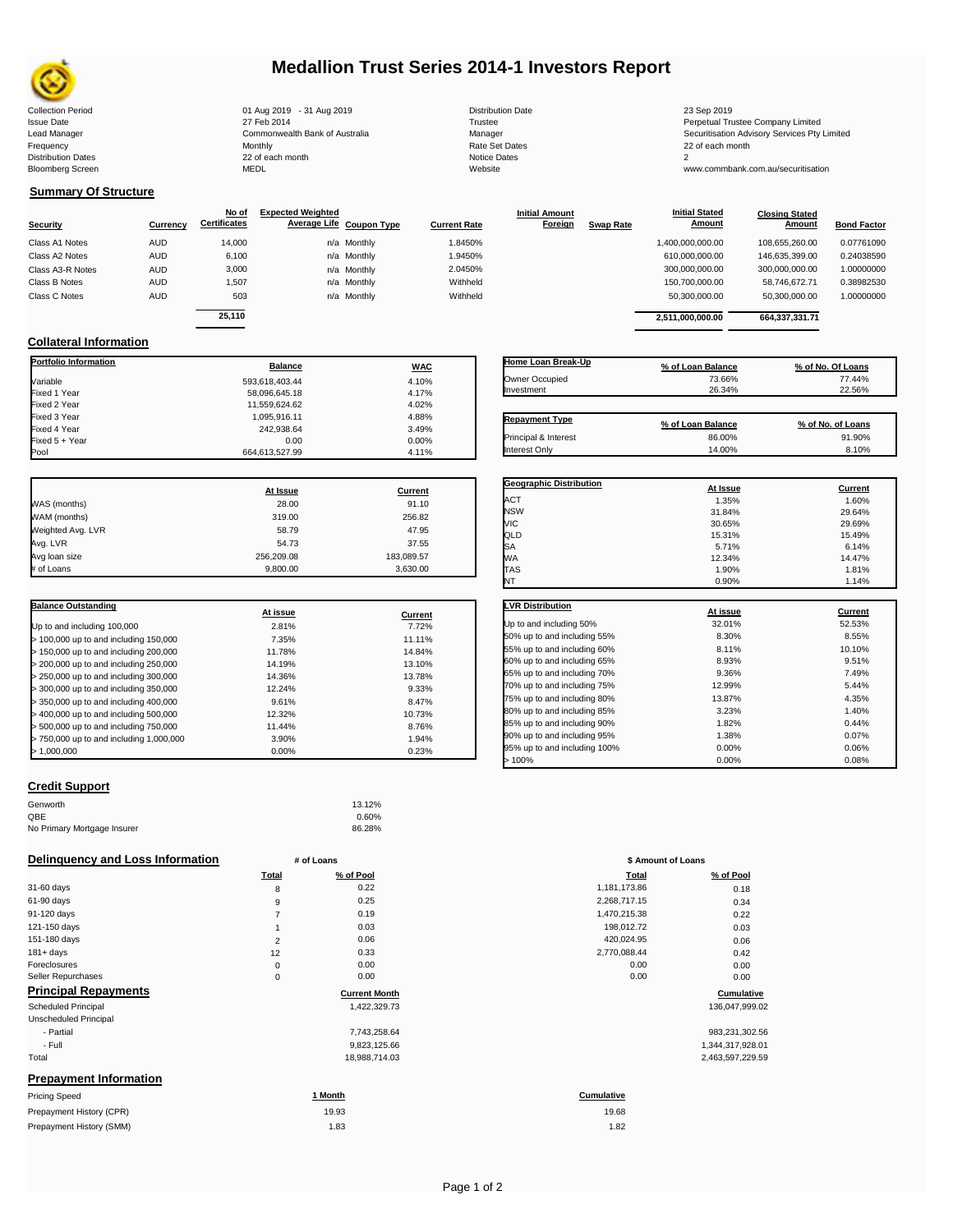# Medallion Trust Series 2014-1 Investors Report

| | | | |
|---|---|---|---|
| Collection Period | 01 Aug 2019 - 31 Aug 2019 | Distribution Date | 23 Sep 2019 |
| Issue Date | 27 Feb 2014 | Trustee | Perpetual Trustee Company Limited |
| Lead Manager | Commonwealth Bank of Australia | Manager | Securitisation Advisory Services Pty Limited |
| Frequency | Monthly | Rate Set Dates | 22 of each month |
| Distribution Dates | 22 of each month | Notice Dates | 2 |
| Bloomberg Screen | MEDL | Website | www.commbank.com.au/securitisation |

## Summary Of Structure

| Security | Currency | No of Certificates | Expected Weighted Average Life | Coupon Type | Current Rate | Initial Amount Foreign | Swap Rate | Initial Stated Amount | Closing Stated Amount | Bond Factor |
|---|---|---|---|---|---|---|---|---|---|---|
| Class A1 Notes | AUD | 14,000 | n/a | Monthly | 1.8450% | | | 1,400,000,000.00 | 108,655,260.00 | 0.07761090 |
| Class A2 Notes | AUD | 6,100 | n/a | Monthly | 1.9450% | | | 610,000,000.00 | 146,635,399.00 | 0.24038590 |
| Class A3-R Notes | AUD | 3,000 | n/a | Monthly | 2.0450% | | | 300,000,000.00 | 300,000,000.00 | 1.00000000 |
| Class B Notes | AUD | 1,507 | n/a | Monthly | Withheld | | | 150,700,000.00 | 58,746,672.71 | 0.38982530 |
| Class C Notes | AUD | 503 | n/a | Monthly | Withheld | | | 50,300,000.00 | 50,300,000.00 | 1.00000000 |
| | | 25,110 | | | | | | 2,511,000,000.00 | 664,337,331.71 | |

## Collateral Information

| Portfolio Information | Balance | WAC |
|---|---|---|
| Variable | 593,618,403.44 | 4.10% |
| Fixed 1 Year | 58,096,645.18 | 4.17% |
| Fixed 2 Year | 11,559,624.62 | 4.02% |
| Fixed 3 Year | 1,095,916.11 | 4.88% |
| Fixed 4 Year | 242,938.64 | 3.49% |
| Fixed 5 + Year | 0.00 | 0.00% |
| Pool | 664,613,527.99 | 4.11% |

| Home Loan Break-Up | % of Loan Balance | % of No. Of Loans |
|---|---|---|
| Owner Occupied | 73.66% | 77.44% |
| Investment | 26.34% | 22.56% |

| Repayment Type | % of Loan Balance | % of No. of Loans |
|---|---|---|
| Principal & Interest | 86.00% | 91.90% |
| Interest Only | 14.00% | 8.10% |

| | At Issue | Current |
|---|---|---|
| WAS (months) | 28.00 | 91.10 |
| WAM (months) | 319.00 | 256.82 |
| Weighted Avg. LVR | 58.79 | 47.95 |
| Avg. LVR | 54.73 | 37.55 |
| Avg loan size | 256,209.08 | 183,089.57 |
| # of Loans | 9,800.00 | 3,630.00 |

| Geographic Distribution | At Issue | Current |
|---|---|---|
| ACT | 1.35% | 1.60% |
| NSW | 31.84% | 29.64% |
| VIC | 30.65% | 29.69% |
| QLD | 15.31% | 15.49% |
| SA | 5.71% | 6.14% |
| WA | 12.34% | 14.47% |
| TAS | 1.90% | 1.81% |
| NT | 0.90% | 1.14% |

| Balance Outstanding | At issue | Current |
|---|---|---|
| Up to and including 100,000 | 2.81% | 7.72% |
| > 100,000 up to and including 150,000 | 7.35% | 11.11% |
| > 150,000 up to and including 200,000 | 11.78% | 14.84% |
| > 200,000 up to and including 250,000 | 14.19% | 13.10% |
| > 250,000 up to and including 300,000 | 14.36% | 13.78% |
| > 300,000 up to and including 350,000 | 12.24% | 9.33% |
| > 350,000 up to and including 400,000 | 9.61% | 8.47% |
| > 400,000 up to and including 500,000 | 12.32% | 10.73% |
| > 500,000 up to and including 750,000 | 11.44% | 8.76% |
| > 750,000 up to and including 1,000,000 | 3.90% | 1.94% |
| > 1,000,000 | 0.00% | 0.23% |

| LVR Distribution | At issue | Current |
|---|---|---|
| Up to and including 50% | 32.01% | 52.53% |
| 50% up to and including 55% | 8.30% | 8.55% |
| 55% up to and including 60% | 8.11% | 10.10% |
| 60% up to and including 65% | 8.93% | 9.51% |
| 65% up to and including 70% | 9.36% | 7.49% |
| 70% up to and including 75% | 12.99% | 5.44% |
| 75% up to and including 80% | 13.87% | 4.35% |
| 80% up to and including 85% | 3.23% | 1.40% |
| 85% up to and including 90% | 1.82% | 0.44% |
| 90% up to and including 95% | 1.38% | 0.07% |
| 95% up to and including 100% | 0.00% | 0.06% |
| > 100% | 0.00% | 0.08% |

## Credit Support

| | |
|---|---|
| Genworth | 13.12% |
| QBE | 0.60% |
| No Primary Mortgage Insurer | 86.28% |

## Delinquency and Loss Information

| | # of Loans Total | # of Loans % of Pool | $ Amount of Loans Total | $ Amount of Loans % of Pool |
|---|---|---|---|---|
| 31-60 days | 8 | 0.22 | 1,181,173.86 | 0.18 |
| 61-90 days | 9 | 0.25 | 2,268,717.15 | 0.34 |
| 91-120 days | 7 | 0.19 | 1,470,215.38 | 0.22 |
| 121-150 days | 1 | 0.03 | 198,012.72 | 0.03 |
| 151-180 days | 2 | 0.06 | 420,024.95 | 0.06 |
| 181+ days | 12 | 0.33 | 2,770,088.44 | 0.42 |
| Foreclosures | 0 | 0.00 | 0.00 | 0.00 |
| Seller Repurchases | 0 | 0.00 | 0.00 | 0.00 |

## Principal Repayments

| | Current Month | Cumulative |
|---|---|---|
| Scheduled Principal | 1,422,329.73 | 136,047,999.02 |
| Unscheduled Principal | | |
| - Partial | 7,743,258.64 | 983,231,302.56 |
| - Full | 9,823,125.66 | 1,344,317,928.01 |
| Total | 18,988,714.03 | 2,463,597,229.59 |

## Prepayment Information

| Pricing Speed | 1 Month | Cumulative |
|---|---|---|
| Prepayment History (CPR) | 19.93 | 19.68 |
| Prepayment History (SMM) | 1.83 | 1.82 |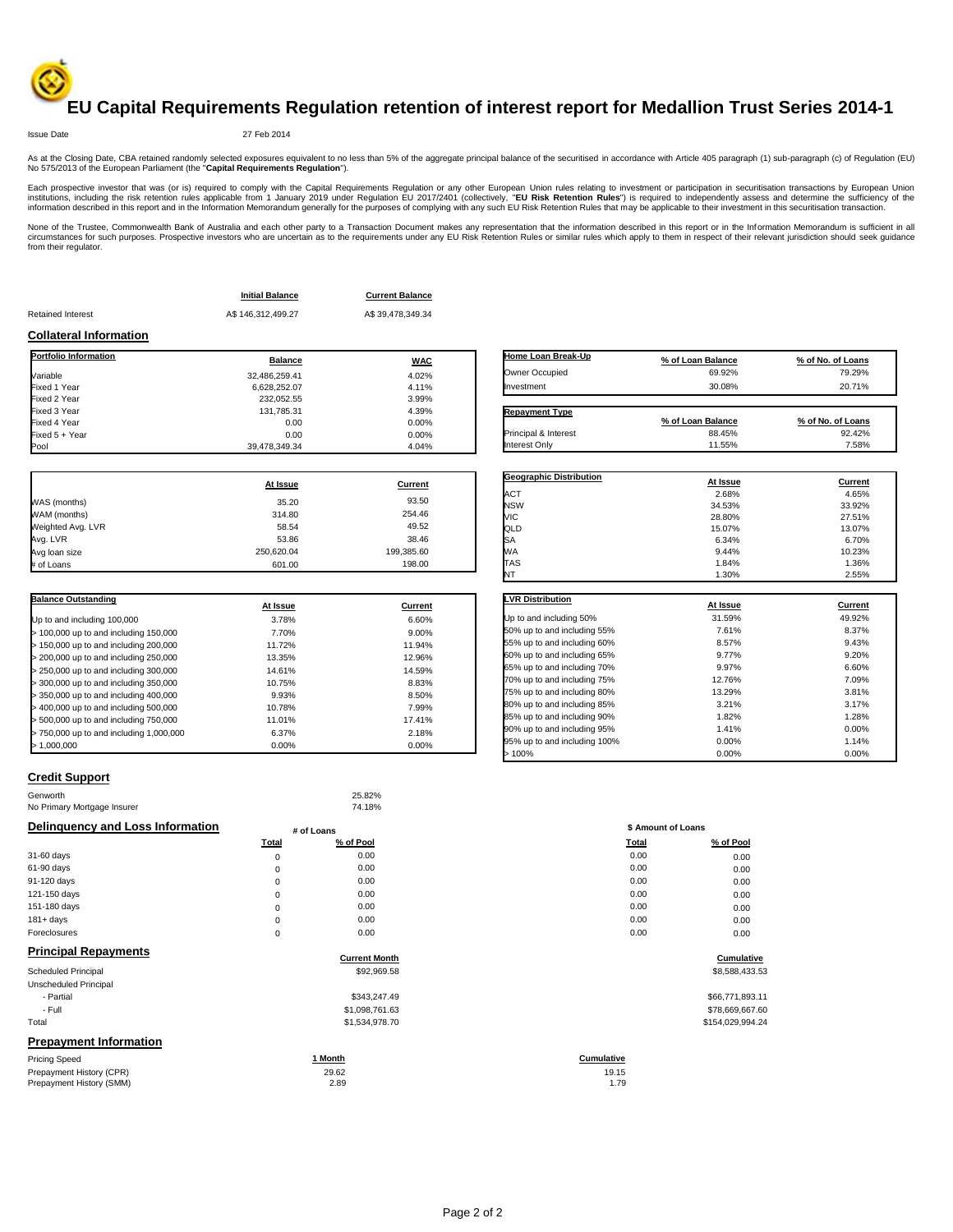# EU Capital Requirements Regulation retention of interest report for Medallion Trust Series 2014-1

Issue Date 27 Feb 2014

As at the Closing Date, CBA retained randomly selected exposures equivalent to no less than 5% of the aggregate principal balance of the securitised in accordance with Article 405 paragraph (1) sub-paragraph (c) of Regulation (EU) No 575/2013 of the European Parliament (the "**Capital Requirements Regulation**").

Each prospective investor that was (or is) required to comply with the Capital Requirements Regulation or any other European Union rules relating to investment or participation in securitisation transactions by European Union institutions, including the risk retention rules applicable from 1 January 2019 under Regulation EU 2017/2401 (collectively, "**EU Risk Retention Rules**") is required to independently assess and determine the sufficiency of the information described in this report and in the Information Memorandum generally for the purposes of complying with any such EU Risk Retention Rules that may be applicable to their investment in this securitisation transaction.

None of the Trustee, Commonwealth Bank of Australia and each other party to a Transaction Document makes any representation that the information described in this report or in the Information Memorandum is sufficient in all circumstances for such purposes. Prospective investors who are uncertain as to the requirements under any EU Risk Retention Rules or similar rules which apply to them in respect of their relevant jurisdiction should seek guidance from their regulator.

| | Initial Balance | Current Balance |
|---|---|---|
| Retained Interest | A$ 146,312,499.27 | A$ 39,478,349.34 |

## Collateral Information

| Portfolio Information | Balance | WAC |
|---|---|---|
| Variable | 32,486,259.41 | 4.02% |
| Fixed 1 Year | 6,628,252.07 | 4.11% |
| Fixed 2 Year | 232,052.55 | 3.99% |
| Fixed 3 Year | 131,785.31 | 4.39% |
| Fixed 4 Year | 0.00 | 0.00% |
| Fixed 5 + Year | 0.00 | 0.00% |
| Pool | 39,478,349.34 | 4.04% |

| Home Loan Break-Up | % of Loan Balance | % of No. of Loans |
|---|---|---|
| Owner Occupied | 69.92% | 79.29% |
| Investment | 30.08% | 20.71% |

| Repayment Type | % of Loan Balance | % of No. of Loans |
|---|---|---|
| Principal & Interest | 88.45% | 92.42% |
| Interest Only | 11.55% | 7.58% |

| | At Issue | Current |
|---|---|---|
| WAS (months) | 35.20 | 93.50 |
| WAM (months) | 314.80 | 254.46 |
| Weighted Avg. LVR | 58.54 | 49.52 |
| Avg. LVR | 53.86 | 38.46 |
| Avg loan size | 250,620.04 | 199,385.60 |
| # of Loans | 601.00 | 198.00 |

| Geographic Distribution | At Issue | Current |
|---|---|---|
| ACT | 2.68% | 4.65% |
| NSW | 34.53% | 33.92% |
| VIC | 28.80% | 27.51% |
| QLD | 15.07% | 13.07% |
| SA | 6.34% | 6.70% |
| WA | 9.44% | 10.23% |
| TAS | 1.84% | 1.36% |
| NT | 1.30% | 2.55% |

| Balance Outstanding | At Issue | Current |
|---|---|---|
| Up to and including 100,000 | 3.78% | 6.60% |
| > 100,000 up to and including 150,000 | 7.70% | 9.00% |
| > 150,000 up to and including 200,000 | 11.72% | 11.94% |
| > 200,000 up to and including 250,000 | 13.35% | 12.96% |
| > 250,000 up to and including 300,000 | 14.61% | 14.59% |
| > 300,000 up to and including 350,000 | 10.75% | 8.83% |
| > 350,000 up to and including 400,000 | 9.93% | 8.50% |
| > 400,000 up to and including 500,000 | 10.78% | 7.99% |
| > 500,000 up to and including 750,000 | 11.01% | 17.41% |
| > 750,000 up to and including 1,000,000 | 6.37% | 2.18% |
| > 1,000,000 | 0.00% | 0.00% |

| LVR Distribution | At Issue | Current |
|---|---|---|
| Up to and including 50% | 31.59% | 49.92% |
| 50% up to and including 55% | 7.61% | 8.37% |
| 55% up to and including 60% | 8.57% | 9.43% |
| 60% up to and including 65% | 9.77% | 9.20% |
| 65% up to and including 70% | 9.97% | 6.60% |
| 70% up to and including 75% | 12.76% | 7.09% |
| 75% up to and including 80% | 13.29% | 3.81% |
| 80% up to and including 85% | 3.21% | 3.17% |
| 85% up to and including 90% | 1.82% | 1.28% |
| 90% up to and including 95% | 1.41% | 0.00% |
| 95% up to and including 100% | 0.00% | 1.14% |
| > 100% | 0.00% | 0.00% |

## Credit Support

| | |
|---|---|
| Genworth | 25.82% |
| No Primary Mortgage Insurer | 74.18% |

## Delinquency and Loss Information

| | # of Loans | | $ Amount of Loans | |
|---|---|---|---|---|
| | Total | % of Pool | Total | % of Pool |
| 31-60 days | 0 | 0.00 | 0.00 | 0.00 |
| 61-90 days | 0 | 0.00 | 0.00 | 0.00 |
| 91-120 days | 0 | 0.00 | 0.00 | 0.00 |
| 121-150 days | 0 | 0.00 | 0.00 | 0.00 |
| 151-180 days | 0 | 0.00 | 0.00 | 0.00 |
| 181+ days | 0 | 0.00 | 0.00 | 0.00 |
| Foreclosures | 0 | 0.00 | 0.00 | 0.00 |

## Principal Repayments

| | Current Month | Cumulative |
|---|---|---|
| Scheduled Principal | $92,969.58 | $8,588,433.53 |
| Unscheduled Principal | | |
| - Partial | $343,247.49 | $66,771,893.11 |
| - Full | $1,098,761.63 | $78,669,667.60 |
| Total | $1,534,978.70 | $154,029,994.24 |

## Prepayment Information

| Pricing Speed | 1 Month | Cumulative |
|---|---|---|
| Prepayment History (CPR) | 29.62 | 19.15 |
| Prepayment History (SMM) | 2.89 | 1.79 |